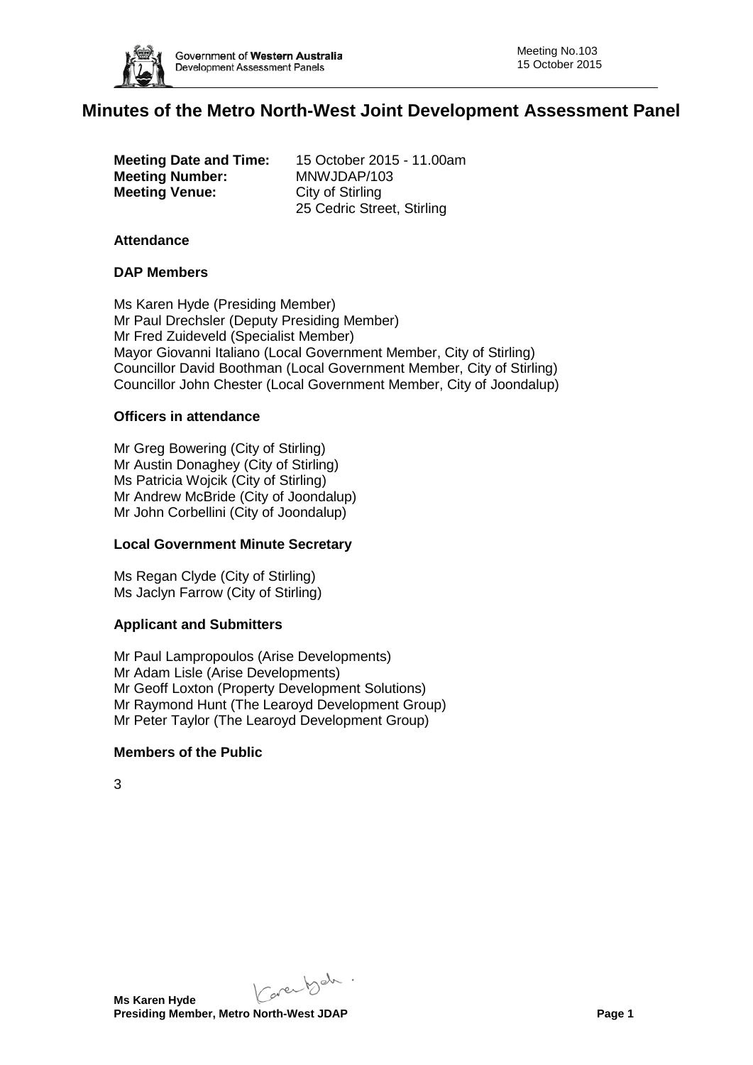# Minutes of the Metro North-West Joint Development Assessment Panel

**Meeting Date and Time:** 15 October 2015 - 11.00am
**Meeting Number:** MNWJDAP/103
**Meeting Venue:** City of Stirling
25 Cedric Street, Stirling

### Attendance

### DAP Members

Ms Karen Hyde (Presiding Member)
Mr Paul Drechsler (Deputy Presiding Member)
Mr Fred Zuideveld (Specialist Member)
Mayor Giovanni Italiano (Local Government Member, City of Stirling)
Councillor David Boothman (Local Government Member, City of Stirling)
Councillor John Chester (Local Government Member, City of Joondalup)

### Officers in attendance

Mr Greg Bowering (City of Stirling)
Mr Austin Donaghey (City of Stirling)
Ms Patricia Wojcik (City of Stirling)
Mr Andrew McBride (City of Joondalup)
Mr John Corbellini (City of Joondalup)

### Local Government Minute Secretary

Ms Regan Clyde (City of Stirling)
Ms Jaclyn Farrow (City of Stirling)

### Applicant and Submitters

Mr Paul Lampropoulos (Arise Developments)
Mr Adam Lisle (Arise Developments)
Mr Geoff Loxton (Property Development Solutions)
Mr Raymond Hunt (The Learoyd Development Group)
Mr Peter Taylor (The Learoyd Development Group)

### Members of the Public

3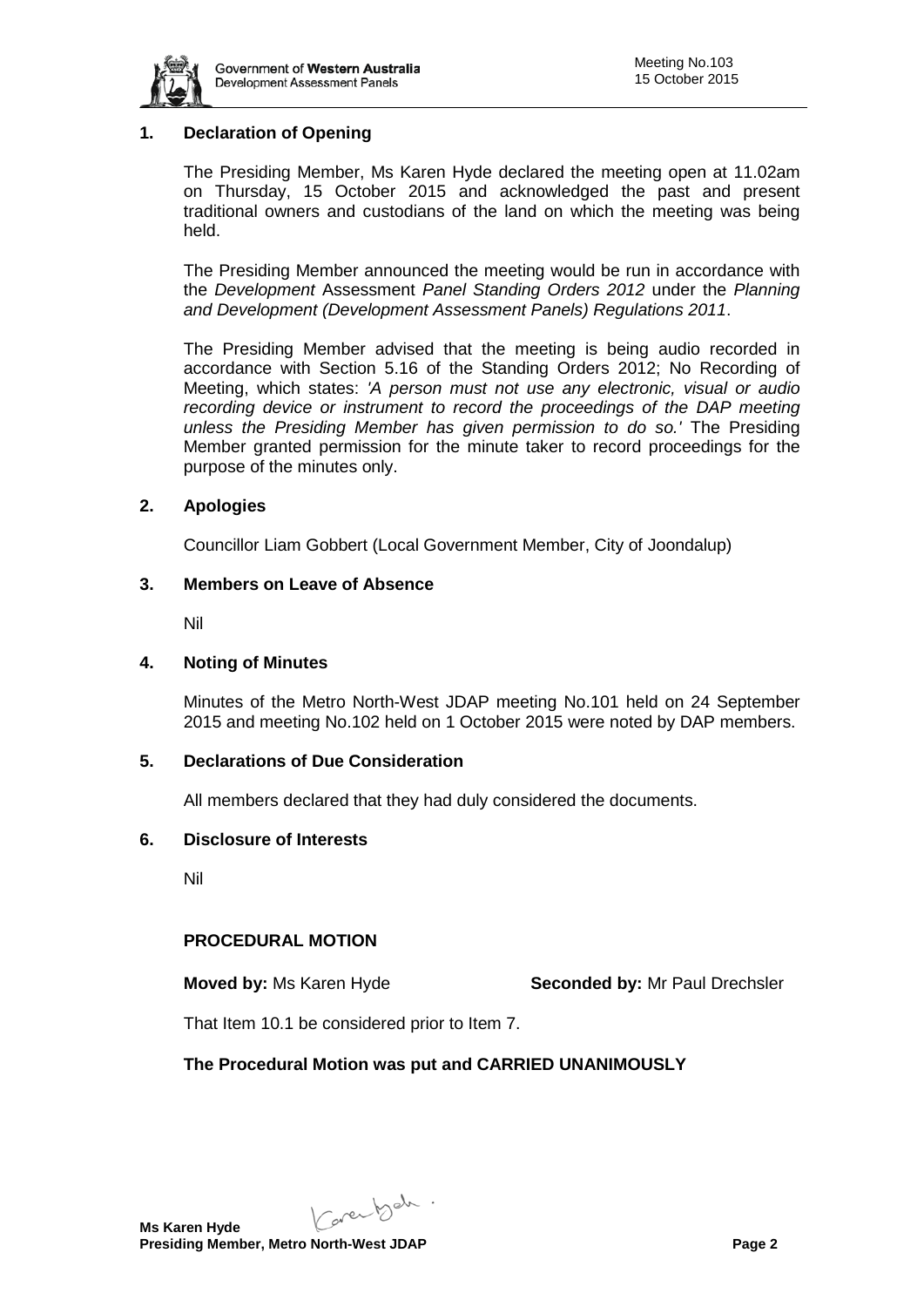## 1. Declaration of Opening

The Presiding Member, Ms Karen Hyde declared the meeting open at 11.02am on Thursday, 15 October 2015 and acknowledged the past and present traditional owners and custodians of the land on which the meeting was being held.

The Presiding Member announced the meeting would be run in accordance with the *Development* Assessment *Panel Standing Orders 2012* under the *Planning and Development (Development Assessment Panels) Regulations 2011*.

The Presiding Member advised that the meeting is being audio recorded in accordance with Section 5.16 of the Standing Orders 2012; No Recording of Meeting, which states: *'A person must not use any electronic, visual or audio recording device or instrument to record the proceedings of the DAP meeting unless the Presiding Member has given permission to do so.'* The Presiding Member granted permission for the minute taker to record proceedings for the purpose of the minutes only.

## 2. Apologies

Councillor Liam Gobbert (Local Government Member, City of Joondalup)

## 3. Members on Leave of Absence

Nil

## 4. Noting of Minutes

Minutes of the Metro North-West JDAP meeting No.101 held on 24 September 2015 and meeting No.102 held on 1 October 2015 were noted by DAP members.

## 5. Declarations of Due Consideration

All members declared that they had duly considered the documents.

## 6. Disclosure of Interests

Nil

**PROCEDURAL MOTION**

**Moved by:** Ms Karen Hyde **Seconded by:** Mr Paul Drechsler

That Item 10.1 be considered prior to Item 7.

**The Procedural Motion was put and CARRIED UNANIMOUSLY**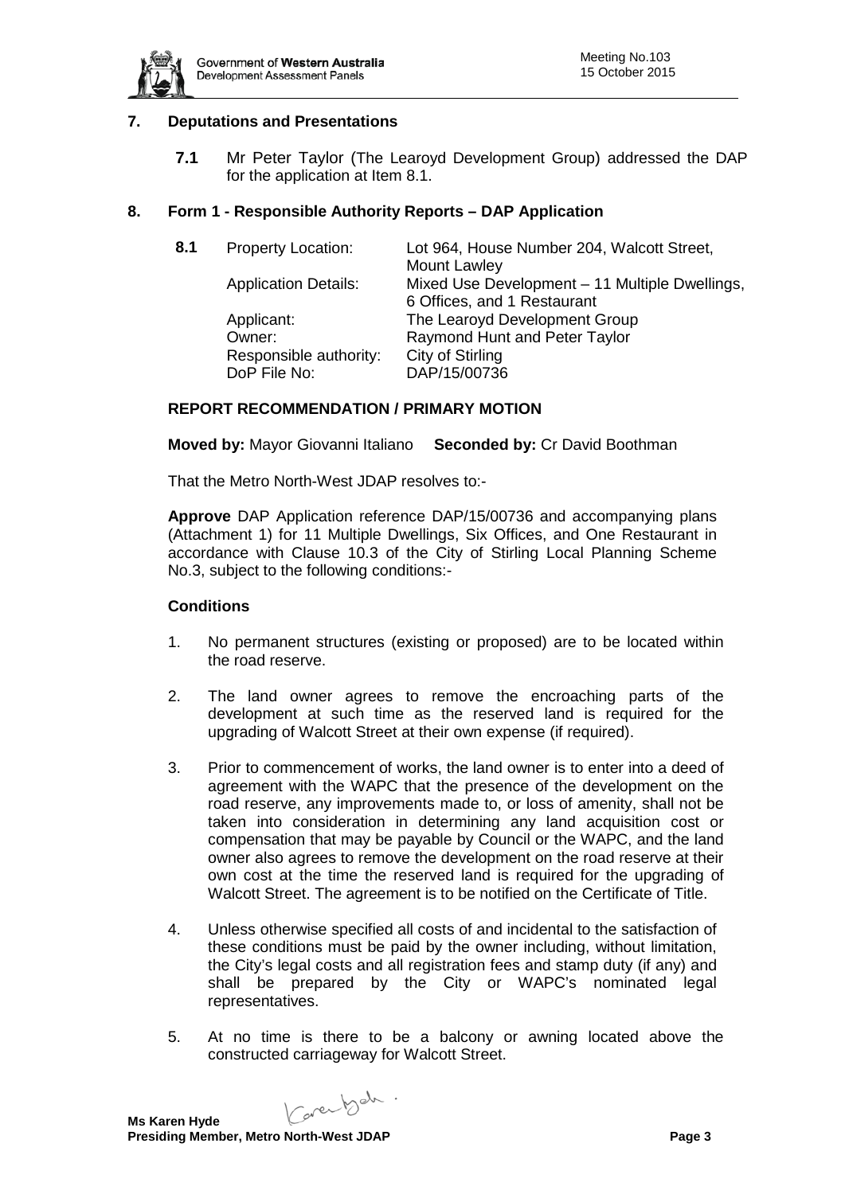## 7. Deputations and Presentations

**7.1** Mr Peter Taylor (The Learoyd Development Group) addressed the DAP for the application at Item 8.1.

## 8. Form 1 - Responsible Authority Reports – DAP Application

**8.1**

| | |
|---|---|
| Property Location: | Lot 964, House Number 204, Walcott Street, Mount Lawley |
| Application Details: | Mixed Use Development – 11 Multiple Dwellings, 6 Offices, and 1 Restaurant |
| Applicant: | The Learoyd Development Group |
| Owner: | Raymond Hunt and Peter Taylor |
| Responsible authority: | City of Stirling |
| DoP File No: | DAP/15/00736 |

### REPORT RECOMMENDATION / PRIMARY MOTION

**Moved by:** Mayor Giovanni Italiano **Seconded by:** Cr David Boothman

That the Metro North-West JDAP resolves to:-

**Approve** DAP Application reference DAP/15/00736 and accompanying plans (Attachment 1) for 11 Multiple Dwellings, Six Offices, and One Restaurant in accordance with Clause 10.3 of the City of Stirling Local Planning Scheme No.3, subject to the following conditions:-

### Conditions

1. No permanent structures (existing or proposed) are to be located within the road reserve.
2. The land owner agrees to remove the encroaching parts of the development at such time as the reserved land is required for the upgrading of Walcott Street at their own expense (if required).
3. Prior to commencement of works, the land owner is to enter into a deed of agreement with the WAPC that the presence of the development on the road reserve, any improvements made to, or loss of amenity, shall not be taken into consideration in determining any land acquisition cost or compensation that may be payable by Council or the WAPC, and the land owner also agrees to remove the development on the road reserve at their own cost at the time the reserved land is required for the upgrading of Walcott Street. The agreement is to be notified on the Certificate of Title.
4. Unless otherwise specified all costs of and incidental to the satisfaction of these conditions must be paid by the owner including, without limitation, the City's legal costs and all registration fees and stamp duty (if any) and shall be prepared by the City or WAPC's nominated legal representatives.
5. At no time is there to be a balcony or awning located above the constructed carriageway for Walcott Street.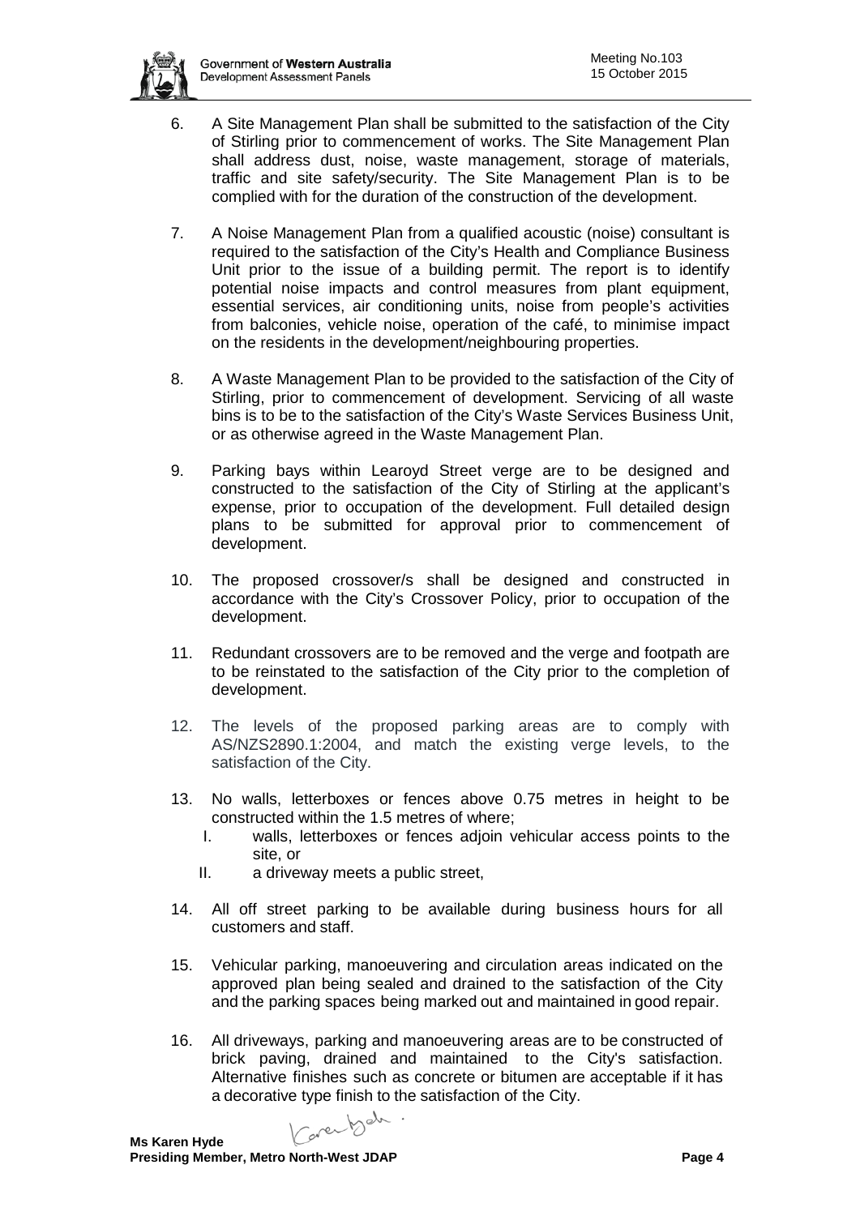6. A Site Management Plan shall be submitted to the satisfaction of the City of Stirling prior to commencement of works. The Site Management Plan shall address dust, noise, waste management, storage of materials, traffic and site safety/security. The Site Management Plan is to be complied with for the duration of the construction of the development.

7. A Noise Management Plan from a qualified acoustic (noise) consultant is required to the satisfaction of the City's Health and Compliance Business Unit prior to the issue of a building permit. The report is to identify potential noise impacts and control measures from plant equipment, essential services, air conditioning units, noise from people's activities from balconies, vehicle noise, operation of the café, to minimise impact on the residents in the development/neighbouring properties.

8. A Waste Management Plan to be provided to the satisfaction of the City of Stirling, prior to commencement of development. Servicing of all waste bins is to be to the satisfaction of the City's Waste Services Business Unit, or as otherwise agreed in the Waste Management Plan.

9. Parking bays within Learoyd Street verge are to be designed and constructed to the satisfaction of the City of Stirling at the applicant's expense, prior to occupation of the development. Full detailed design plans to be submitted for approval prior to commencement of development.

10. The proposed crossover/s shall be designed and constructed in accordance with the City's Crossover Policy, prior to occupation of the development.

11. Redundant crossovers are to be removed and the verge and footpath are to be reinstated to the satisfaction of the City prior to the completion of development.

12. The levels of the proposed parking areas are to comply with AS/NZS2890.1:2004, and match the existing verge levels, to the satisfaction of the City.

13. No walls, letterboxes or fences above 0.75 metres in height to be constructed within the 1.5 metres of where;
    I. walls, letterboxes or fences adjoin vehicular access points to the site, or
    II. a driveway meets a public street,

14. All off street parking to be available during business hours for all customers and staff.

15. Vehicular parking, manoeuvering and circulation areas indicated on the approved plan being sealed and drained to the satisfaction of the City and the parking spaces being marked out and maintained in good repair.

16. All driveways, parking and manoeuvering areas are to be constructed of brick paving, drained and maintained to the City's satisfaction. Alternative finishes such as concrete or bitumen are acceptable if it has a decorative type finish to the satisfaction of the City.

**Ms Karen Hyde**
**Presiding Member, Metro North-West JDAP**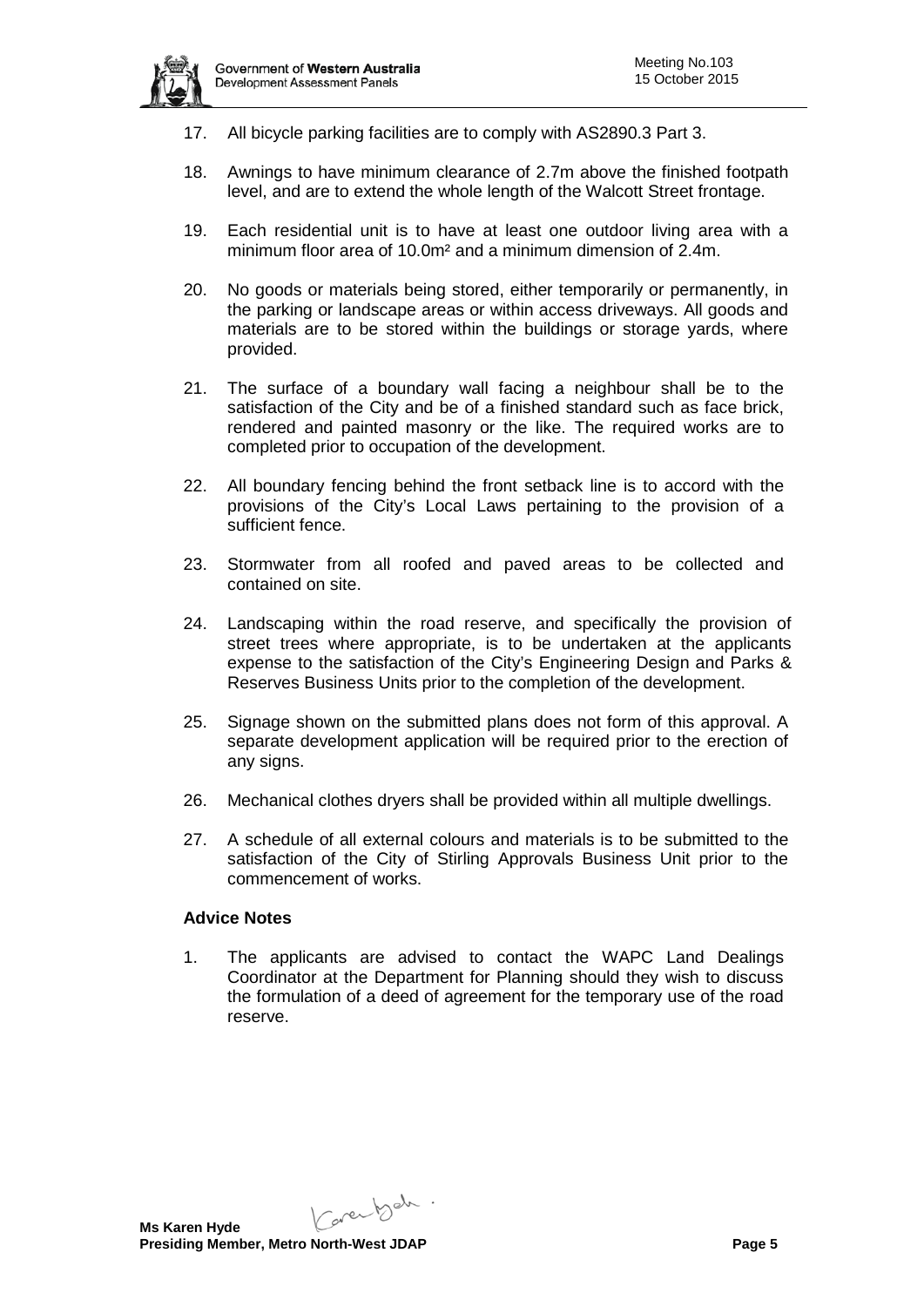17. All bicycle parking facilities are to comply with AS2890.3 Part 3.

18. Awnings to have minimum clearance of 2.7m above the finished footpath level, and are to extend the whole length of the Walcott Street frontage.

19. Each residential unit is to have at least one outdoor living area with a minimum floor area of 10.0m² and a minimum dimension of 2.4m.

20. No goods or materials being stored, either temporarily or permanently, in the parking or landscape areas or within access driveways. All goods and materials are to be stored within the buildings or storage yards, where provided.

21. The surface of a boundary wall facing a neighbour shall be to the satisfaction of the City and be of a finished standard such as face brick, rendered and painted masonry or the like. The required works are to completed prior to occupation of the development.

22. All boundary fencing behind the front setback line is to accord with the provisions of the City's Local Laws pertaining to the provision of a sufficient fence.

23. Stormwater from all roofed and paved areas to be collected and contained on site.

24. Landscaping within the road reserve, and specifically the provision of street trees where appropriate, is to be undertaken at the applicants expense to the satisfaction of the City's Engineering Design and Parks & Reserves Business Units prior to the completion of the development.

25. Signage shown on the submitted plans does not form of this approval. A separate development application will be required prior to the erection of any signs.

26. Mechanical clothes dryers shall be provided within all multiple dwellings.

27. A schedule of all external colours and materials is to be submitted to the satisfaction of the City of Stirling Approvals Business Unit prior to the commencement of works.

**Advice Notes**

1. The applicants are advised to contact the WAPC Land Dealings Coordinator at the Department for Planning should they wish to discuss the formulation of a deed of agreement for the temporary use of the road reserve.

**Ms Karen Hyde**
**Presiding Member, Metro North-West JDAP**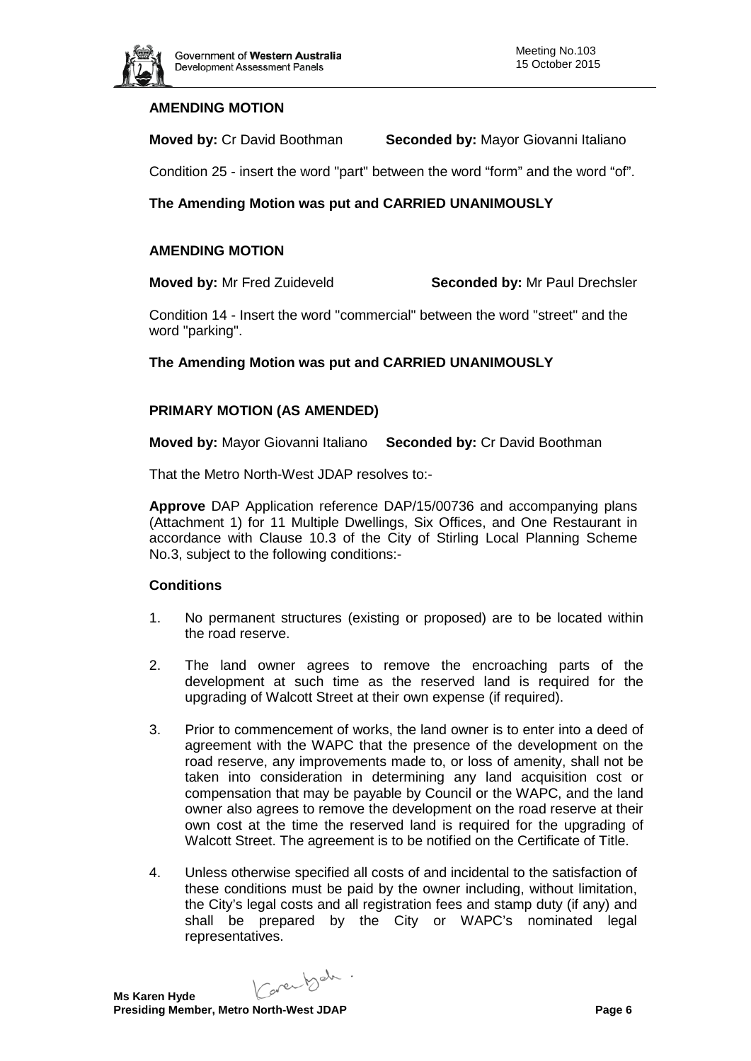**AMENDING MOTION**

**Moved by:** Cr David Boothman **Seconded by:** Mayor Giovanni Italiano

Condition 25 - insert the word "part" between the word "form" and the word "of".

**The Amending Motion was put and CARRIED UNANIMOUSLY**

**AMENDING MOTION**

**Moved by:** Mr Fred Zuideveld **Seconded by:** Mr Paul Drechsler

Condition 14 - Insert the word "commercial" between the word "street" and the word "parking".

**The Amending Motion was put and CARRIED UNANIMOUSLY**

**PRIMARY MOTION (AS AMENDED)**

**Moved by:** Mayor Giovanni Italiano **Seconded by:** Cr David Boothman

That the Metro North-West JDAP resolves to:-

**Approve** DAP Application reference DAP/15/00736 and accompanying plans (Attachment 1) for 11 Multiple Dwellings, Six Offices, and One Restaurant in accordance with Clause 10.3 of the City of Stirling Local Planning Scheme No.3, subject to the following conditions:-

**Conditions**

1. No permanent structures (existing or proposed) are to be located within the road reserve.
2. The land owner agrees to remove the encroaching parts of the development at such time as the reserved land is required for the upgrading of Walcott Street at their own expense (if required).
3. Prior to commencement of works, the land owner is to enter into a deed of agreement with the WAPC that the presence of the development on the road reserve, any improvements made to, or loss of amenity, shall not be taken into consideration in determining any land acquisition cost or compensation that may be payable by Council or the WAPC, and the land owner also agrees to remove the development on the road reserve at their own cost at the time the reserved land is required for the upgrading of Walcott Street. The agreement is to be notified on the Certificate of Title.
4. Unless otherwise specified all costs of and incidental to the satisfaction of these conditions must be paid by the owner including, without limitation, the City's legal costs and all registration fees and stamp duty (if any) and shall be prepared by the City or WAPC's nominated legal representatives.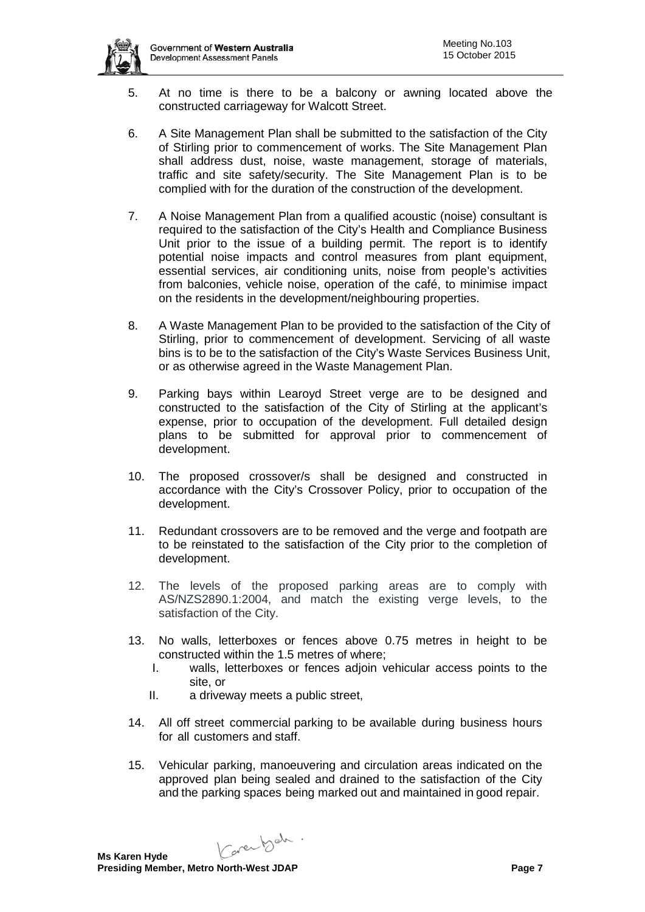5. At no time is there to be a balcony or awning located above the constructed carriageway for Walcott Street.

6. A Site Management Plan shall be submitted to the satisfaction of the City of Stirling prior to commencement of works. The Site Management Plan shall address dust, noise, waste management, storage of materials, traffic and site safety/security. The Site Management Plan is to be complied with for the duration of the construction of the development.

7. A Noise Management Plan from a qualified acoustic (noise) consultant is required to the satisfaction of the City's Health and Compliance Business Unit prior to the issue of a building permit. The report is to identify potential noise impacts and control measures from plant equipment, essential services, air conditioning units, noise from people's activities from balconies, vehicle noise, operation of the café, to minimise impact on the residents in the development/neighbouring properties.

8. A Waste Management Plan to be provided to the satisfaction of the City of Stirling, prior to commencement of development. Servicing of all waste bins is to be to the satisfaction of the City's Waste Services Business Unit, or as otherwise agreed in the Waste Management Plan.

9. Parking bays within Learoyd Street verge are to be designed and constructed to the satisfaction of the City of Stirling at the applicant's expense, prior to occupation of the development. Full detailed design plans to be submitted for approval prior to commencement of development.

10. The proposed crossover/s shall be designed and constructed in accordance with the City's Crossover Policy, prior to occupation of the development.

11. Redundant crossovers are to be removed and the verge and footpath are to be reinstated to the satisfaction of the City prior to the completion of development.

12. The levels of the proposed parking areas are to comply with AS/NZS2890.1:2004, and match the existing verge levels, to the satisfaction of the City.

13. No walls, letterboxes or fences above 0.75 metres in height to be constructed within the 1.5 metres of where;
    I. walls, letterboxes or fences adjoin vehicular access points to the site, or
    II. a driveway meets a public street,

14. All off street commercial parking to be available during business hours for all customers and staff.

15. Vehicular parking, manoeuvering and circulation areas indicated on the approved plan being sealed and drained to the satisfaction of the City and the parking spaces being marked out and maintained in good repair.

**Ms Karen Hyde**
**Presiding Member, Metro North-West JDAP**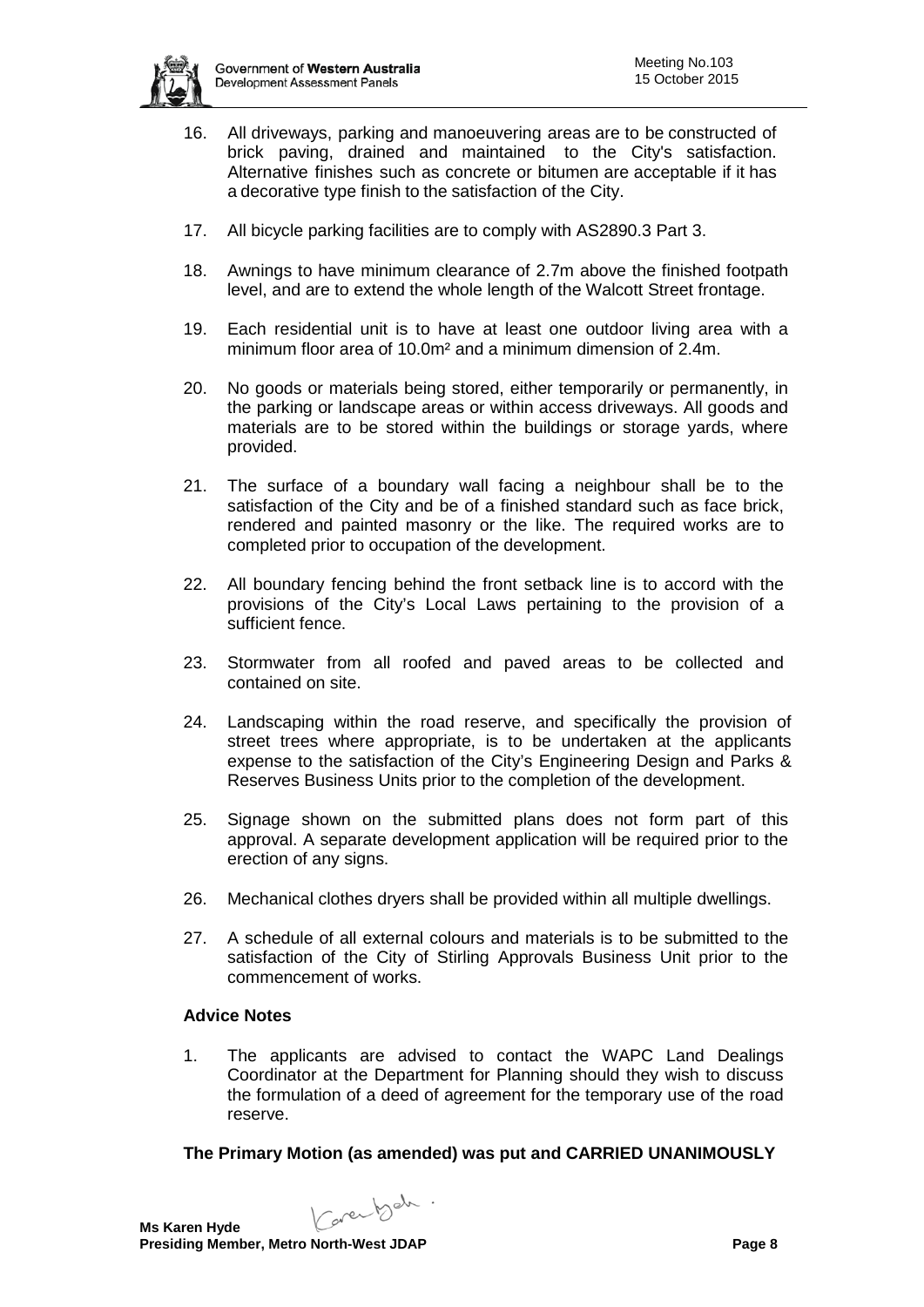16. All driveways, parking and manoeuvering areas are to be constructed of brick paving, drained and maintained to the City's satisfaction. Alternative finishes such as concrete or bitumen are acceptable if it has a decorative type finish to the satisfaction of the City.

17. All bicycle parking facilities are to comply with AS2890.3 Part 3.

18. Awnings to have minimum clearance of 2.7m above the finished footpath level, and are to extend the whole length of the Walcott Street frontage.

19. Each residential unit is to have at least one outdoor living area with a minimum floor area of 10.0m² and a minimum dimension of 2.4m.

20. No goods or materials being stored, either temporarily or permanently, in the parking or landscape areas or within access driveways. All goods and materials are to be stored within the buildings or storage yards, where provided.

21. The surface of a boundary wall facing a neighbour shall be to the satisfaction of the City and be of a finished standard such as face brick, rendered and painted masonry or the like. The required works are to completed prior to occupation of the development.

22. All boundary fencing behind the front setback line is to accord with the provisions of the City's Local Laws pertaining to the provision of a sufficient fence.

23. Stormwater from all roofed and paved areas to be collected and contained on site.

24. Landscaping within the road reserve, and specifically the provision of street trees where appropriate, is to be undertaken at the applicants expense to the satisfaction of the City's Engineering Design and Parks & Reserves Business Units prior to the completion of the development.

25. Signage shown on the submitted plans does not form part of this approval. A separate development application will be required prior to the erection of any signs.

26. Mechanical clothes dryers shall be provided within all multiple dwellings.

27. A schedule of all external colours and materials is to be submitted to the satisfaction of the City of Stirling Approvals Business Unit prior to the commencement of works.

**Advice Notes**

1. The applicants are advised to contact the WAPC Land Dealings Coordinator at the Department for Planning should they wish to discuss the formulation of a deed of agreement for the temporary use of the road reserve.

**The Primary Motion (as amended) was put and CARRIED UNANIMOUSLY**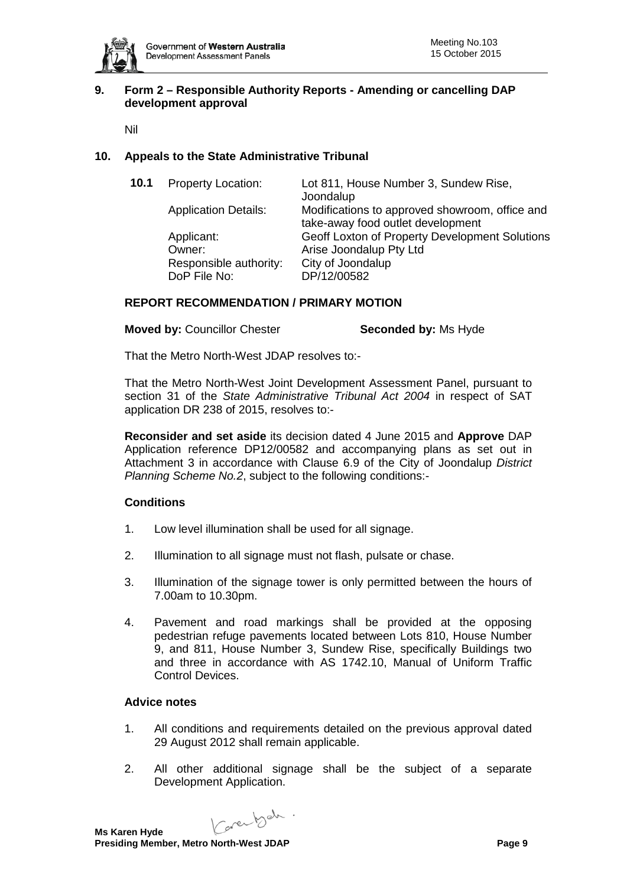## 9. Form 2 – Responsible Authority Reports - Amending or cancelling DAP development approval

Nil

## 10. Appeals to the State Administrative Tribunal

| **10.1** | Property Location: | Lot 811, House Number 3, Sundew Rise, Joondalup |
|---|---|---|
| | Application Details: | Modifications to approved showroom, office and take-away food outlet development |
| | Applicant: | Geoff Loxton of Property Development Solutions |
| | Owner: | Arise Joondalup Pty Ltd |
| | Responsible authority: | City of Joondalup |
| | DoP File No: | DP/12/00582 |

### REPORT RECOMMENDATION / PRIMARY MOTION

**Moved by:** Councillor Chester **Seconded by:** Ms Hyde

That the Metro North-West JDAP resolves to:-

That the Metro North-West Joint Development Assessment Panel, pursuant to section 31 of the *State Administrative Tribunal Act 2004* in respect of SAT application DR 238 of 2015, resolves to:-

**Reconsider and set aside** its decision dated 4 June 2015 and **Approve** DAP Application reference DP12/00582 and accompanying plans as set out in Attachment 3 in accordance with Clause 6.9 of the City of Joondalup *District Planning Scheme No.2*, subject to the following conditions:-

#### Conditions

1. Low level illumination shall be used for all signage.
2. Illumination to all signage must not flash, pulsate or chase.
3. Illumination of the signage tower is only permitted between the hours of 7.00am to 10.30pm.
4. Pavement and road markings shall be provided at the opposing pedestrian refuge pavements located between Lots 810, House Number 9, and 811, House Number 3, Sundew Rise, specifically Buildings two and three in accordance with AS 1742.10, Manual of Uniform Traffic Control Devices.

#### Advice notes

1. All conditions and requirements detailed on the previous approval dated 29 August 2012 shall remain applicable.
2. All other additional signage shall be the subject of a separate Development Application.

**Ms Karen Hyde**
**Presiding Member, Metro North-West JDAP**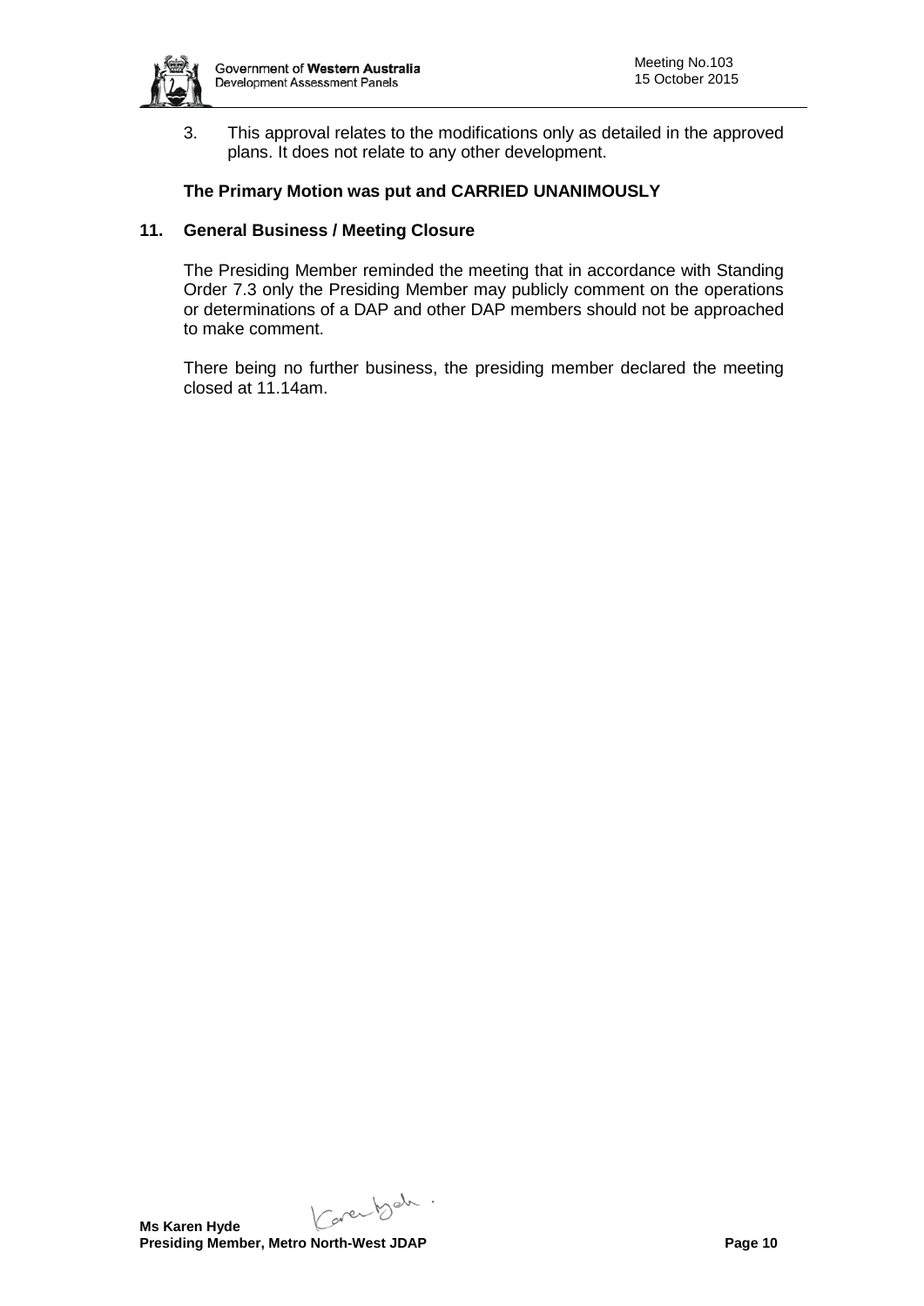3. This approval relates to the modifications only as detailed in the approved plans. It does not relate to any other development.

**The Primary Motion was put and CARRIED UNANIMOUSLY**

## 11. General Business / Meeting Closure

The Presiding Member reminded the meeting that in accordance with Standing Order 7.3 only the Presiding Member may publicly comment on the operations or determinations of a DAP and other DAP members should not be approached to make comment.

There being no further business, the presiding member declared the meeting closed at 11.14am.

**Ms Karen Hyde**
**Presiding Member, Metro North-West JDAP**